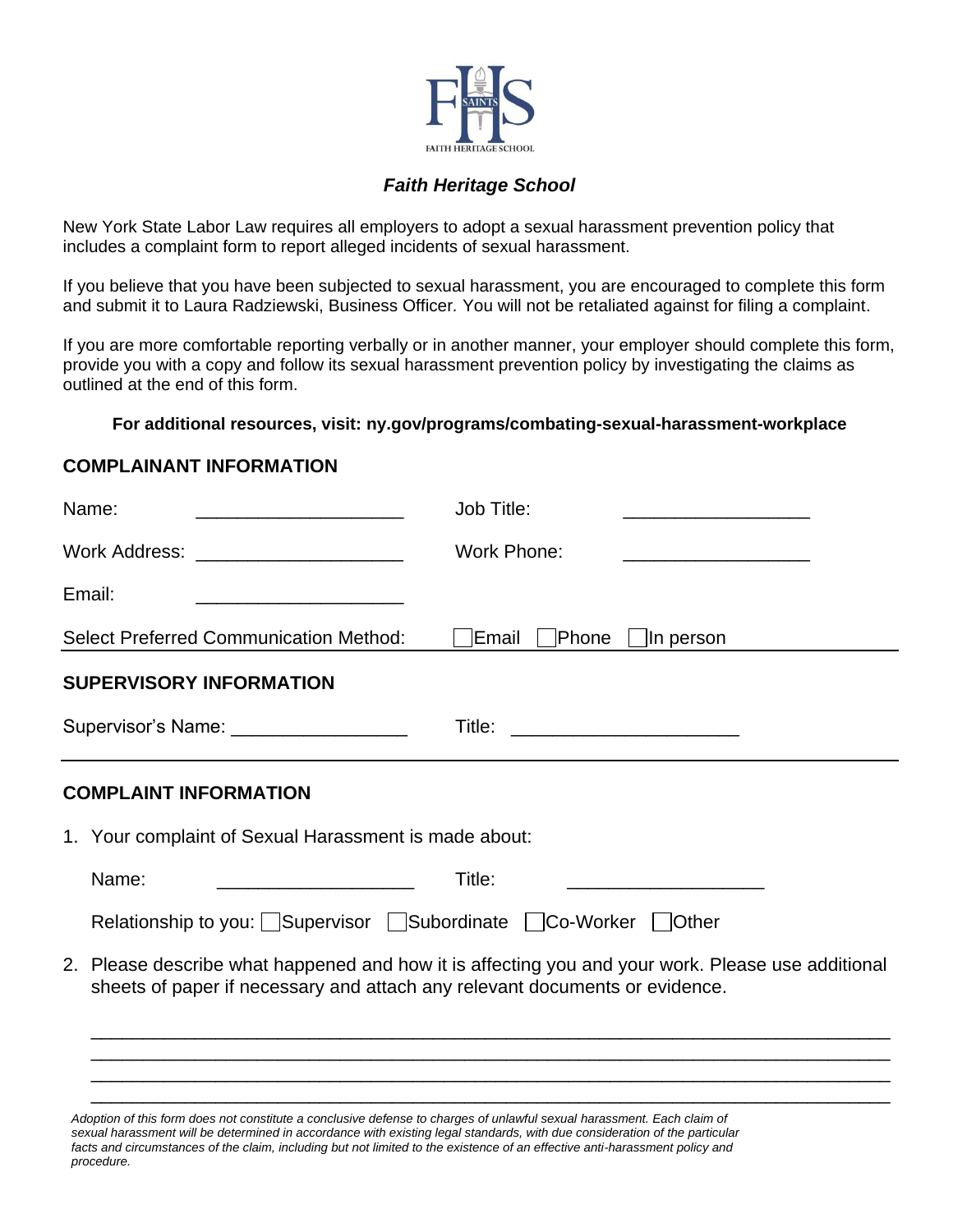# Faith Heritage School

New York State Labor Law requires all employers to adopt a sexual harassment prevention policy that includes a complaint form to report alleged incidents of sexual harassment.

If you believe that you have been subjected to sexual harassment, you are encouraged to complete this form and submit it to Laura Radziewski, Business Officer. You will not be retaliated against for filing a complaint.

If you are more comfortable reporting verbally or in another manner, your employer should complete this form, provide you with a copy and follow its sexual harassment prevention policy by investigating the claims as outlined at the end of this form.

**For additional resources, visit: ny.gov/programs/combating-sexual-harassment-workplace**

## COMPLAINANT INFORMATION

Name: ____________________ Job Title: __________________

Work Address: ____________________ Work Phone: __________________

Email: ____________________

Select Preferred Communication Method: ☐ Email ☐ Phone ☐ In person

## SUPERVISORY INFORMATION

Supervisor's Name: _________________ Title: ______________________

## COMPLAINT INFORMATION

1. Your complaint of Sexual Harassment is made about:

   Name: ___________________ Title: ___________________

   Relationship to you: ☐ Supervisor ☐ Subordinate ☐ Co-Worker ☐ Other

2. Please describe what happened and how it is affecting you and your work. Please use additional sheets of paper if necessary and attach any relevant documents or evidence.

   ______________________________________________________________________________
   ______________________________________________________________________________
   ______________________________________________________________________________
   ______________________________________________________________________________

*Adoption of this form does not constitute a conclusive defense to charges of unlawful sexual harassment. Each claim of sexual harassment will be determined in accordance with existing legal standards, with due consideration of the particular facts and circumstances of the claim, including but not limited to the existence of an effective anti-harassment policy and procedure.*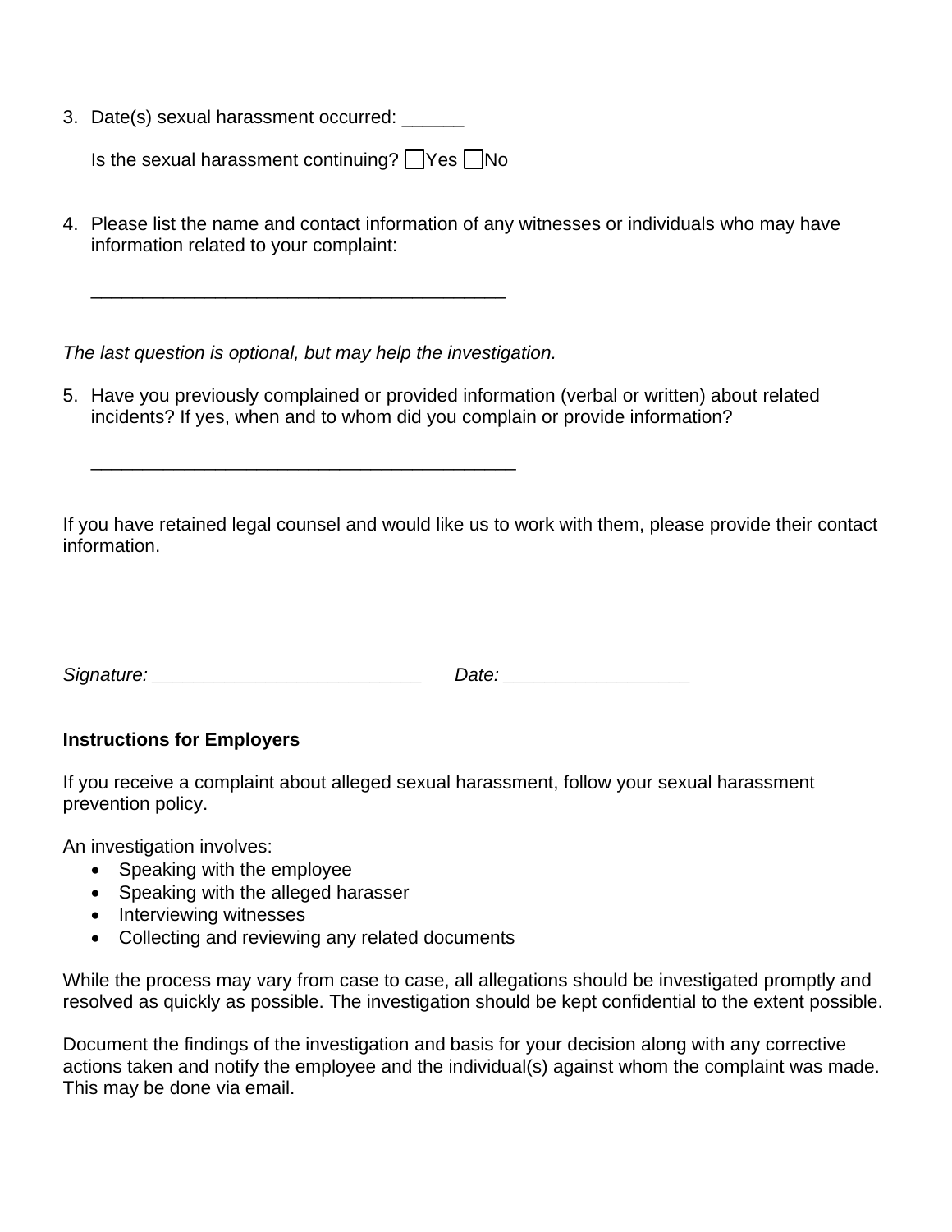3. Date(s) sexual harassment occurred: ______

   Is the sexual harassment continuing? ☐Yes ☐No

4. Please list the name and contact information of any witnesses or individuals who may have information related to your complaint:

   ________________________________________

*The last question is optional, but may help the investigation.*

5. Have you previously complained or provided information (verbal or written) about related incidents? If yes, when and to whom did you complain or provide information?

   _________________________________________

If you have retained legal counsel and would like us to work with them, please provide their contact information.

*Signature:* ___________________________ *Date:* __________________

**Instructions for Employers**

If you receive a complaint about alleged sexual harassment, follow your sexual harassment prevention policy.

An investigation involves:

- Speaking with the employee
- Speaking with the alleged harasser
- Interviewing witnesses
- Collecting and reviewing any related documents

While the process may vary from case to case, all allegations should be investigated promptly and resolved as quickly as possible. The investigation should be kept confidential to the extent possible.

Document the findings of the investigation and basis for your decision along with any corrective actions taken and notify the employee and the individual(s) against whom the complaint was made. This may be done via email.